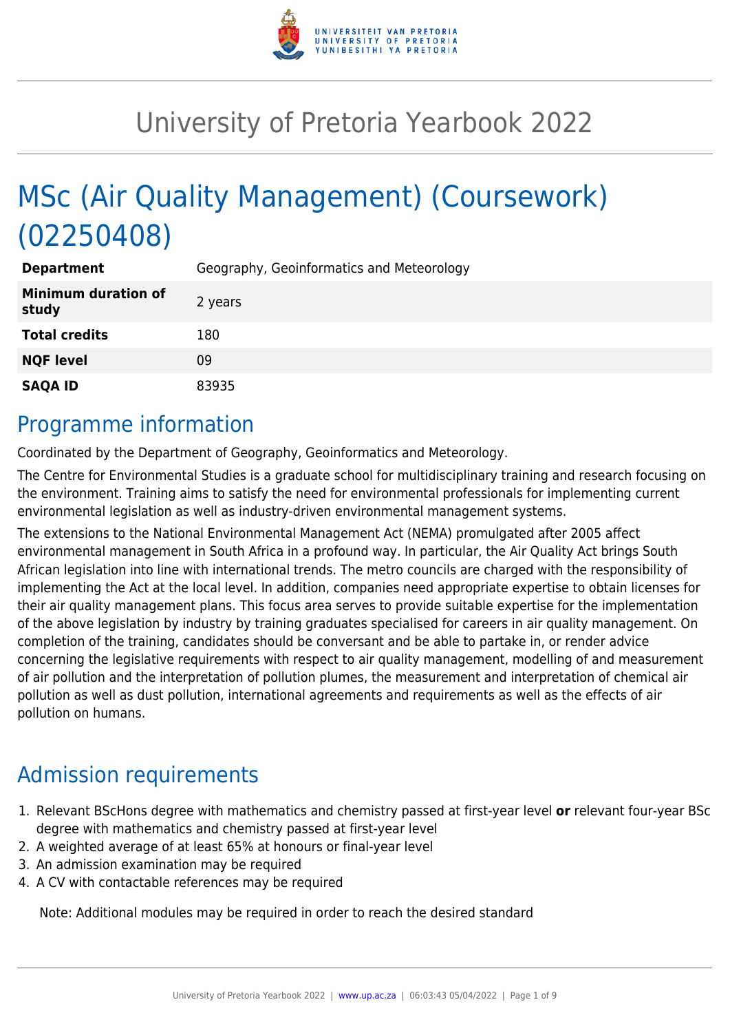# University of Pretoria Yearbook 2022

# MSc (Air Quality Management) (Coursework) (02250408)

| | |
|---|---|
| **Department** | Geography, Geoinformatics and Meteorology |
| **Minimum duration of study** | 2 years |
| **Total credits** | 180 |
| **NQF level** | 09 |
| **SAQA ID** | 83935 |

## Programme information

Coordinated by the Department of Geography, Geoinformatics and Meteorology.

The Centre for Environmental Studies is a graduate school for multidisciplinary training and research focusing on the environment. Training aims to satisfy the need for environmental professionals for implementing current environmental legislation as well as industry-driven environmental management systems.

The extensions to the National Environmental Management Act (NEMA) promulgated after 2005 affect environmental management in South Africa in a profound way. In particular, the Air Quality Act brings South African legislation into line with international trends. The metro councils are charged with the responsibility of implementing the Act at the local level. In addition, companies need appropriate expertise to obtain licenses for their air quality management plans. This focus area serves to provide suitable expertise for the implementation of the above legislation by industry by training graduates specialised for careers in air quality management. On completion of the training, candidates should be conversant and be able to partake in, or render advice concerning the legislative requirements with respect to air quality management, modelling of and measurement of air pollution and the interpretation of pollution plumes, the measurement and interpretation of chemical air pollution as well as dust pollution, international agreements and requirements as well as the effects of air pollution on humans.

## Admission requirements

1. Relevant BScHons degree with mathematics and chemistry passed at first-year level **or** relevant four-year BSc degree with mathematics and chemistry passed at first-year level
2. A weighted average of at least 65% at honours or final-year level
3. An admission examination may be required
4. A CV with contactable references may be required

Note: Additional modules may be required in order to reach the desired standard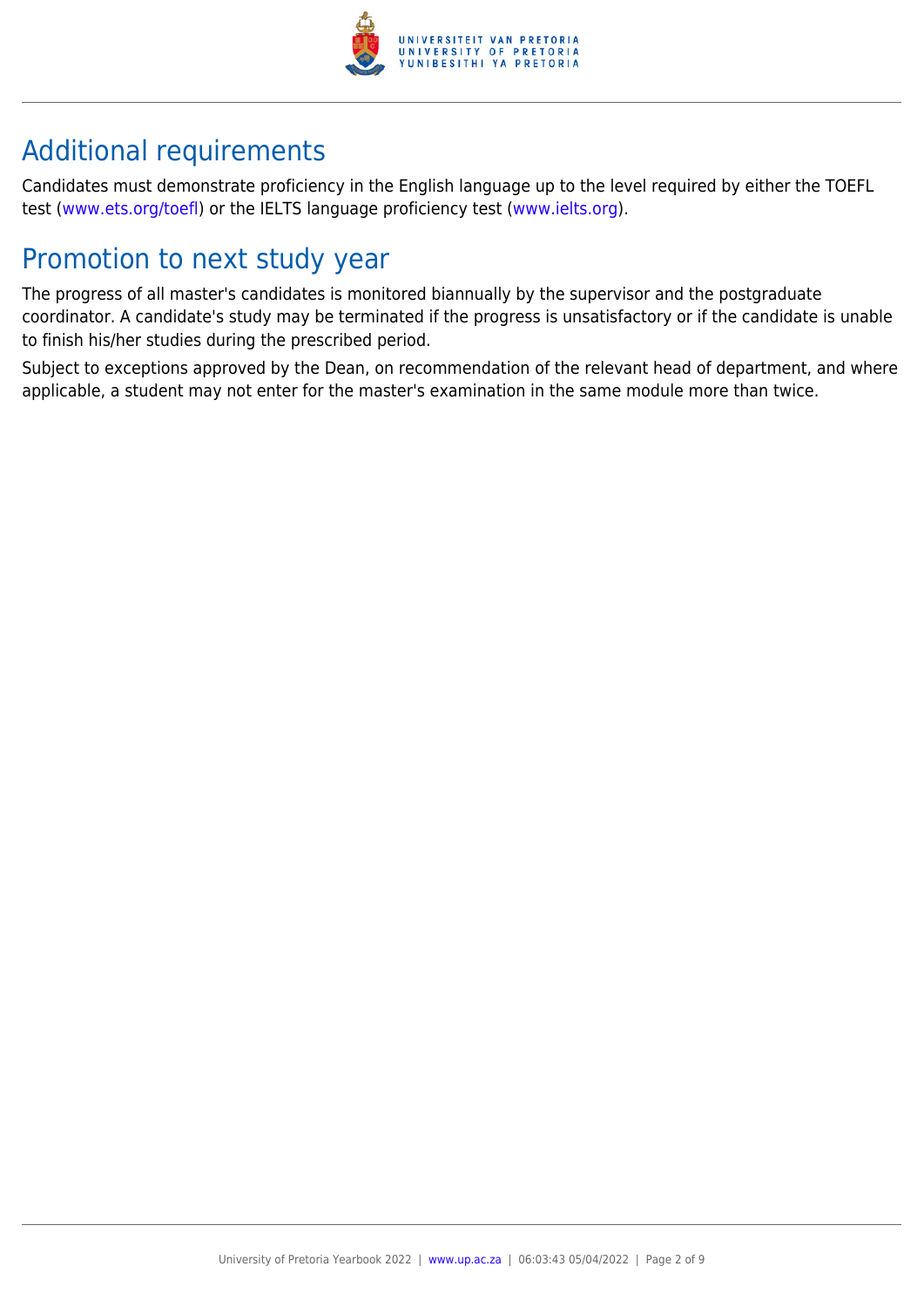## Additional requirements

Candidates must demonstrate proficiency in the English language up to the level required by either the TOEFL test (www.ets.org/toefl) or the IELTS language proficiency test (www.ielts.org).

## Promotion to next study year

The progress of all master's candidates is monitored biannually by the supervisor and the postgraduate coordinator. A candidate's study may be terminated if the progress is unsatisfactory or if the candidate is unable to finish his/her studies during the prescribed period.

Subject to exceptions approved by the Dean, on recommendation of the relevant head of department, and where applicable, a student may not enter for the master's examination in the same module more than twice.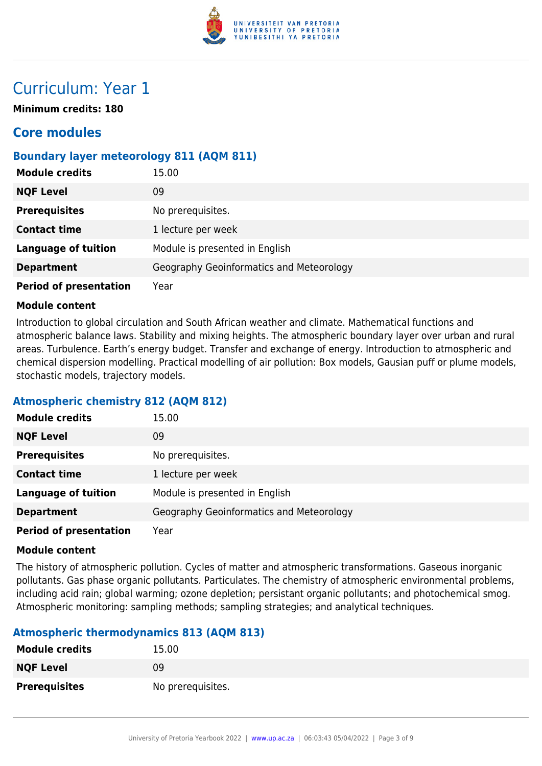# Curriculum: Year 1

**Minimum credits: 180**

## Core modules

### Boundary layer meteorology 811 (AQM 811)

| | |
|---|---|
| **Module credits** | 15.00 |
| **NQF Level** | 09 |
| **Prerequisites** | No prerequisites. |
| **Contact time** | 1 lecture per week |
| **Language of tuition** | Module is presented in English |
| **Department** | Geography Geoinformatics and Meteorology |
| **Period of presentation** | Year |

**Module content**

Introduction to global circulation and South African weather and climate. Mathematical functions and atmospheric balance laws. Stability and mixing heights. The atmospheric boundary layer over urban and rural areas. Turbulence. Earth's energy budget. Transfer and exchange of energy. Introduction to atmospheric and chemical dispersion modelling. Practical modelling of air pollution: Box models, Gausian puff or plume models, stochastic models, trajectory models.

### Atmospheric chemistry 812 (AQM 812)

| | |
|---|---|
| **Module credits** | 15.00 |
| **NQF Level** | 09 |
| **Prerequisites** | No prerequisites. |
| **Contact time** | 1 lecture per week |
| **Language of tuition** | Module is presented in English |
| **Department** | Geography Geoinformatics and Meteorology |
| **Period of presentation** | Year |

**Module content**

The history of atmospheric pollution. Cycles of matter and atmospheric transformations. Gaseous inorganic pollutants. Gas phase organic pollutants. Particulates. The chemistry of atmospheric environmental problems, including acid rain; global warming; ozone depletion; persistant organic pollutants; and photochemical smog. Atmospheric monitoring: sampling methods; sampling strategies; and analytical techniques.

### Atmospheric thermodynamics 813 (AQM 813)

| | |
|---|---|
| **Module credits** | 15.00 |
| **NQF Level** | 09 |
| **Prerequisites** | No prerequisites. |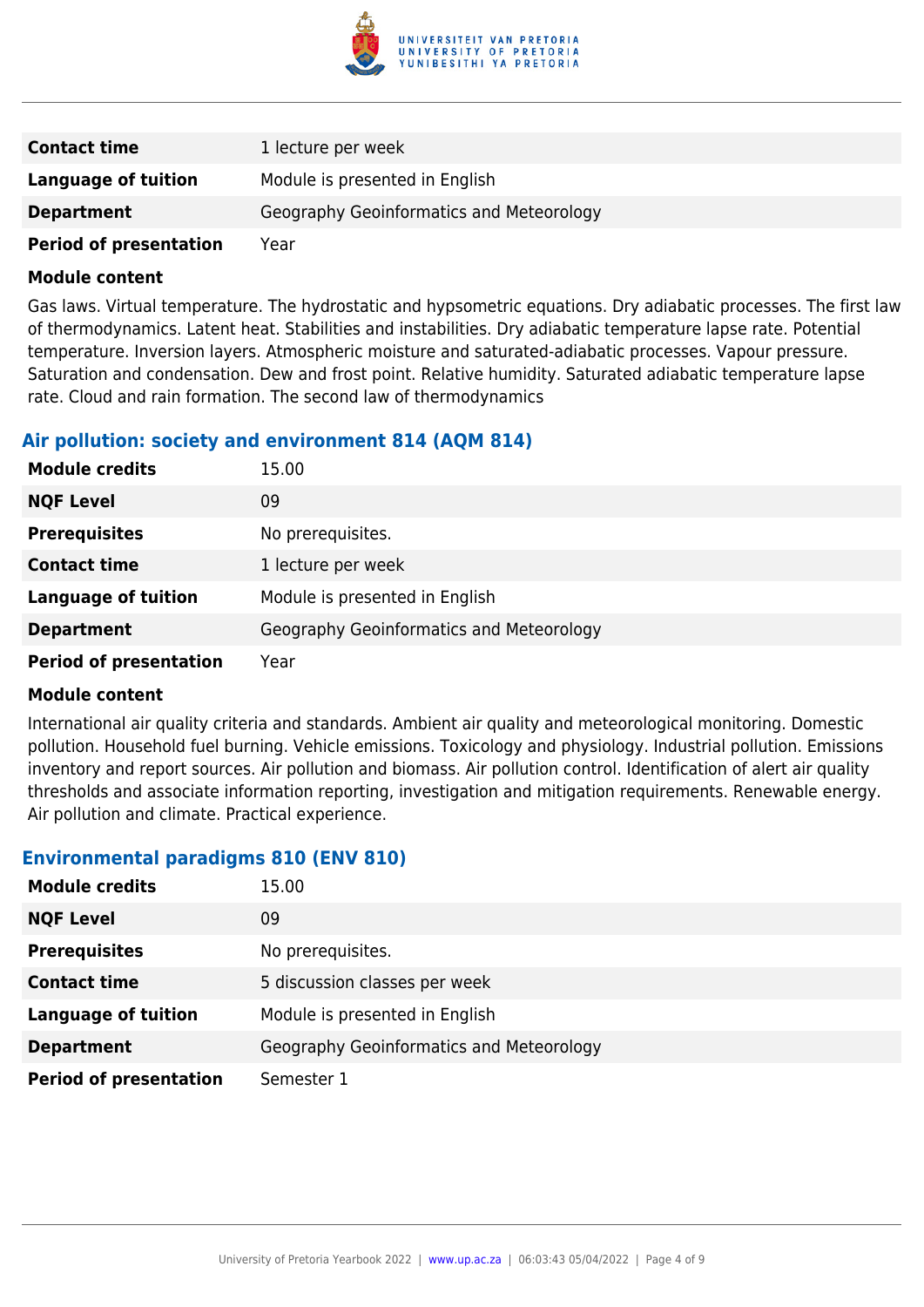| | |
|---|---|
| **Contact time** | 1 lecture per week |
| **Language of tuition** | Module is presented in English |
| **Department** | Geography Geoinformatics and Meteorology |
| **Period of presentation** | Year |

**Module content**

Gas laws. Virtual temperature. The hydrostatic and hypsometric equations. Dry adiabatic processes. The first law of thermodynamics. Latent heat. Stabilities and instabilities. Dry adiabatic temperature lapse rate. Potential temperature. Inversion layers. Atmospheric moisture and saturated-adiabatic processes. Vapour pressure. Saturation and condensation. Dew and frost point. Relative humidity. Saturated adiabatic temperature lapse rate. Cloud and rain formation. The second law of thermodynamics

### Air pollution: society and environment 814 (AQM 814)

| | |
|---|---|
| **Module credits** | 15.00 |
| **NQF Level** | 09 |
| **Prerequisites** | No prerequisites. |
| **Contact time** | 1 lecture per week |
| **Language of tuition** | Module is presented in English |
| **Department** | Geography Geoinformatics and Meteorology |
| **Period of presentation** | Year |

**Module content**

International air quality criteria and standards. Ambient air quality and meteorological monitoring. Domestic pollution. Household fuel burning. Vehicle emissions. Toxicology and physiology. Industrial pollution. Emissions inventory and report sources. Air pollution and biomass. Air pollution control. Identification of alert air quality thresholds and associate information reporting, investigation and mitigation requirements. Renewable energy. Air pollution and climate. Practical experience.

### Environmental paradigms 810 (ENV 810)

| | |
|---|---|
| **Module credits** | 15.00 |
| **NQF Level** | 09 |
| **Prerequisites** | No prerequisites. |
| **Contact time** | 5 discussion classes per week |
| **Language of tuition** | Module is presented in English |
| **Department** | Geography Geoinformatics and Meteorology |
| **Period of presentation** | Semester 1 |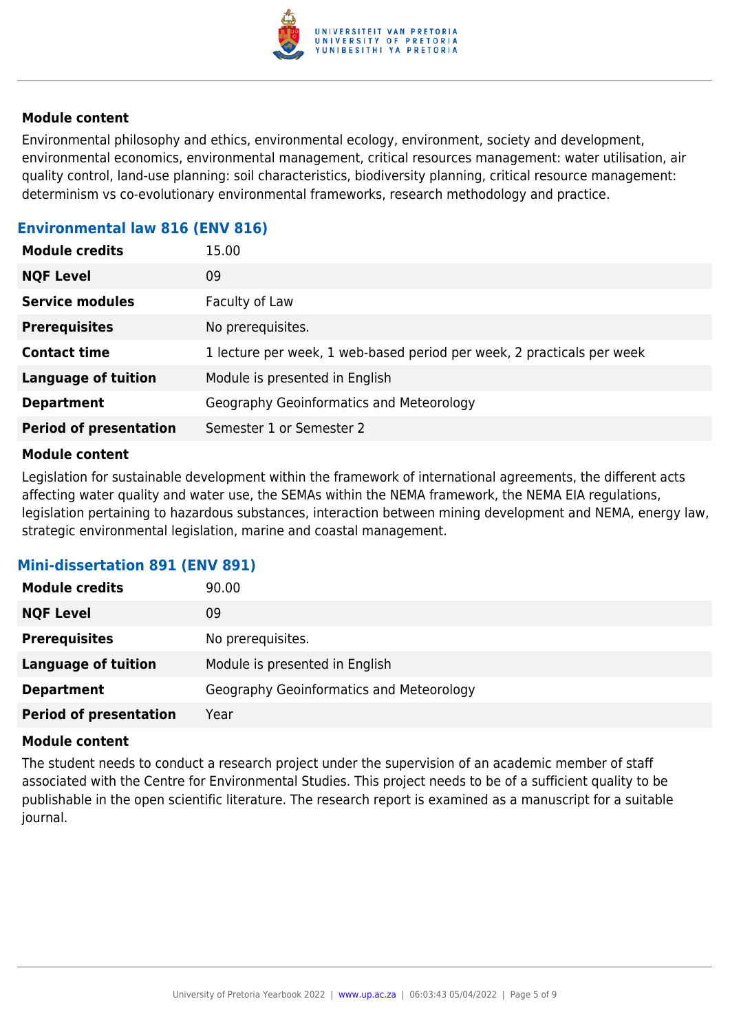**Module content**

Environmental philosophy and ethics, environmental ecology, environment, society and development, environmental economics, environmental management, critical resources management: water utilisation, air quality control, land-use planning: soil characteristics, biodiversity planning, critical resource management: determinism vs co-evolutionary environmental frameworks, research methodology and practice.

### Environmental law 816 (ENV 816)

| | |
|---|---|
| **Module credits** | 15.00 |
| **NQF Level** | 09 |
| **Service modules** | Faculty of Law |
| **Prerequisites** | No prerequisites. |
| **Contact time** | 1 lecture per week, 1 web-based period per week, 2 practicals per week |
| **Language of tuition** | Module is presented in English |
| **Department** | Geography Geoinformatics and Meteorology |
| **Period of presentation** | Semester 1 or Semester 2 |

**Module content**

Legislation for sustainable development within the framework of international agreements, the different acts affecting water quality and water use, the SEMAs within the NEMA framework, the NEMA EIA regulations, legislation pertaining to hazardous substances, interaction between mining development and NEMA, energy law, strategic environmental legislation, marine and coastal management.

### Mini-dissertation 891 (ENV 891)

| | |
|---|---|
| **Module credits** | 90.00 |
| **NQF Level** | 09 |
| **Prerequisites** | No prerequisites. |
| **Language of tuition** | Module is presented in English |
| **Department** | Geography Geoinformatics and Meteorology |
| **Period of presentation** | Year |

**Module content**

The student needs to conduct a research project under the supervision of an academic member of staff associated with the Centre for Environmental Studies. This project needs to be of a sufficient quality to be publishable in the open scientific literature. The research report is examined as a manuscript for a suitable journal.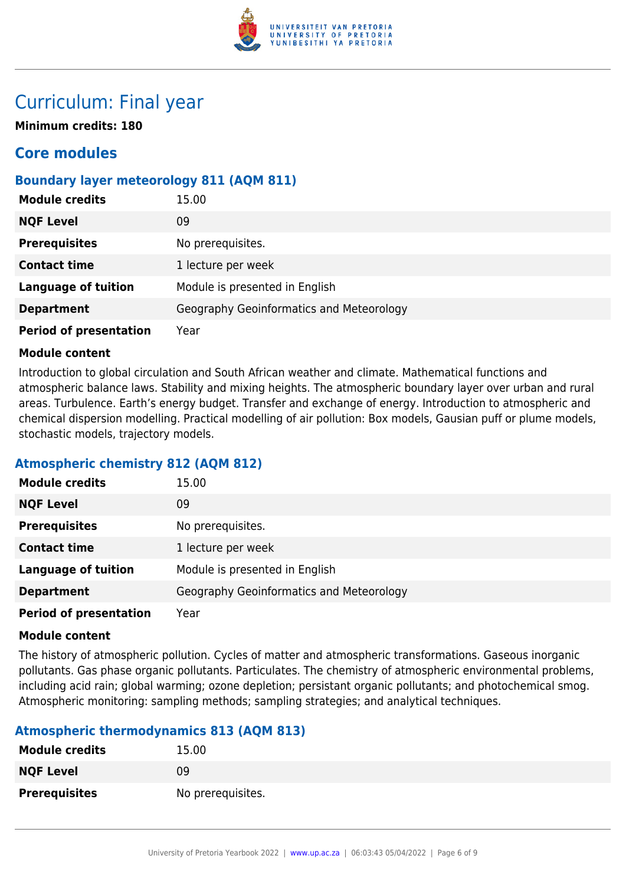# Curriculum: Final year

**Minimum credits: 180**

## Core modules

### Boundary layer meteorology 811 (AQM 811)

| | |
|---|---|
| **Module credits** | 15.00 |
| **NQF Level** | 09 |
| **Prerequisites** | No prerequisites. |
| **Contact time** | 1 lecture per week |
| **Language of tuition** | Module is presented in English |
| **Department** | Geography Geoinformatics and Meteorology |
| **Period of presentation** | Year |

**Module content**

Introduction to global circulation and South African weather and climate. Mathematical functions and atmospheric balance laws. Stability and mixing heights. The atmospheric boundary layer over urban and rural areas. Turbulence. Earth's energy budget. Transfer and exchange of energy. Introduction to atmospheric and chemical dispersion modelling. Practical modelling of air pollution: Box models, Gausian puff or plume models, stochastic models, trajectory models.

### Atmospheric chemistry 812 (AQM 812)

| | |
|---|---|
| **Module credits** | 15.00 |
| **NQF Level** | 09 |
| **Prerequisites** | No prerequisites. |
| **Contact time** | 1 lecture per week |
| **Language of tuition** | Module is presented in English |
| **Department** | Geography Geoinformatics and Meteorology |
| **Period of presentation** | Year |

**Module content**

The history of atmospheric pollution. Cycles of matter and atmospheric transformations. Gaseous inorganic pollutants. Gas phase organic pollutants. Particulates. The chemistry of atmospheric environmental problems, including acid rain; global warming; ozone depletion; persistant organic pollutants; and photochemical smog. Atmospheric monitoring: sampling methods; sampling strategies; and analytical techniques.

### Atmospheric thermodynamics 813 (AQM 813)

| | |
|---|---|
| **Module credits** | 15.00 |
| **NQF Level** | 09 |
| **Prerequisites** | No prerequisites. |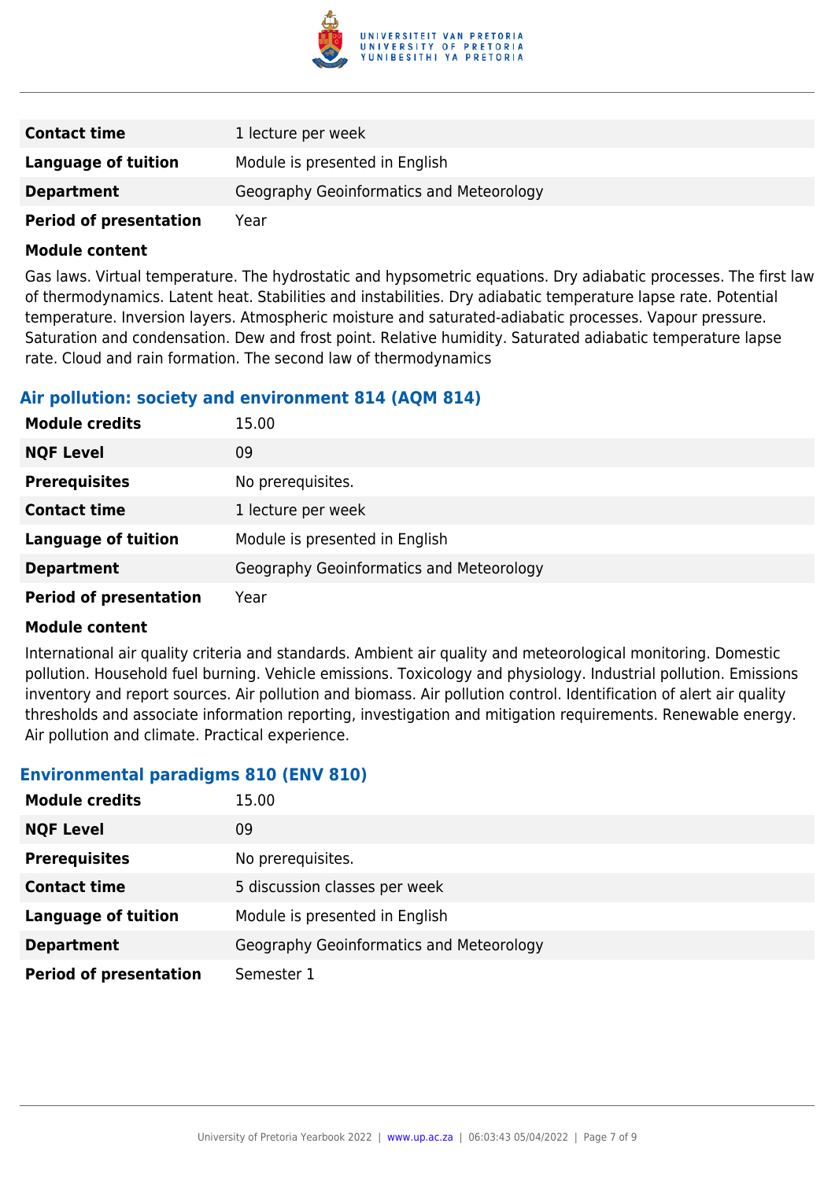| | |
|---|---|
| **Contact time** | 1 lecture per week |
| **Language of tuition** | Module is presented in English |
| **Department** | Geography Geoinformatics and Meteorology |
| **Period of presentation** | Year |

**Module content**

Gas laws. Virtual temperature. The hydrostatic and hypsometric equations. Dry adiabatic processes. The first law of thermodynamics. Latent heat. Stabilities and instabilities. Dry adiabatic temperature lapse rate. Potential temperature. Inversion layers. Atmospheric moisture and saturated-adiabatic processes. Vapour pressure. Saturation and condensation. Dew and frost point. Relative humidity. Saturated adiabatic temperature lapse rate. Cloud and rain formation. The second law of thermodynamics

### Air pollution: society and environment 814 (AQM 814)

| | |
|---|---|
| **Module credits** | 15.00 |
| **NQF Level** | 09 |
| **Prerequisites** | No prerequisites. |
| **Contact time** | 1 lecture per week |
| **Language of tuition** | Module is presented in English |
| **Department** | Geography Geoinformatics and Meteorology |
| **Period of presentation** | Year |

**Module content**

International air quality criteria and standards. Ambient air quality and meteorological monitoring. Domestic pollution. Household fuel burning. Vehicle emissions. Toxicology and physiology. Industrial pollution. Emissions inventory and report sources. Air pollution and biomass. Air pollution control. Identification of alert air quality thresholds and associate information reporting, investigation and mitigation requirements. Renewable energy. Air pollution and climate. Practical experience.

### Environmental paradigms 810 (ENV 810)

| | |
|---|---|
| **Module credits** | 15.00 |
| **NQF Level** | 09 |
| **Prerequisites** | No prerequisites. |
| **Contact time** | 5 discussion classes per week |
| **Language of tuition** | Module is presented in English |
| **Department** | Geography Geoinformatics and Meteorology |
| **Period of presentation** | Semester 1 |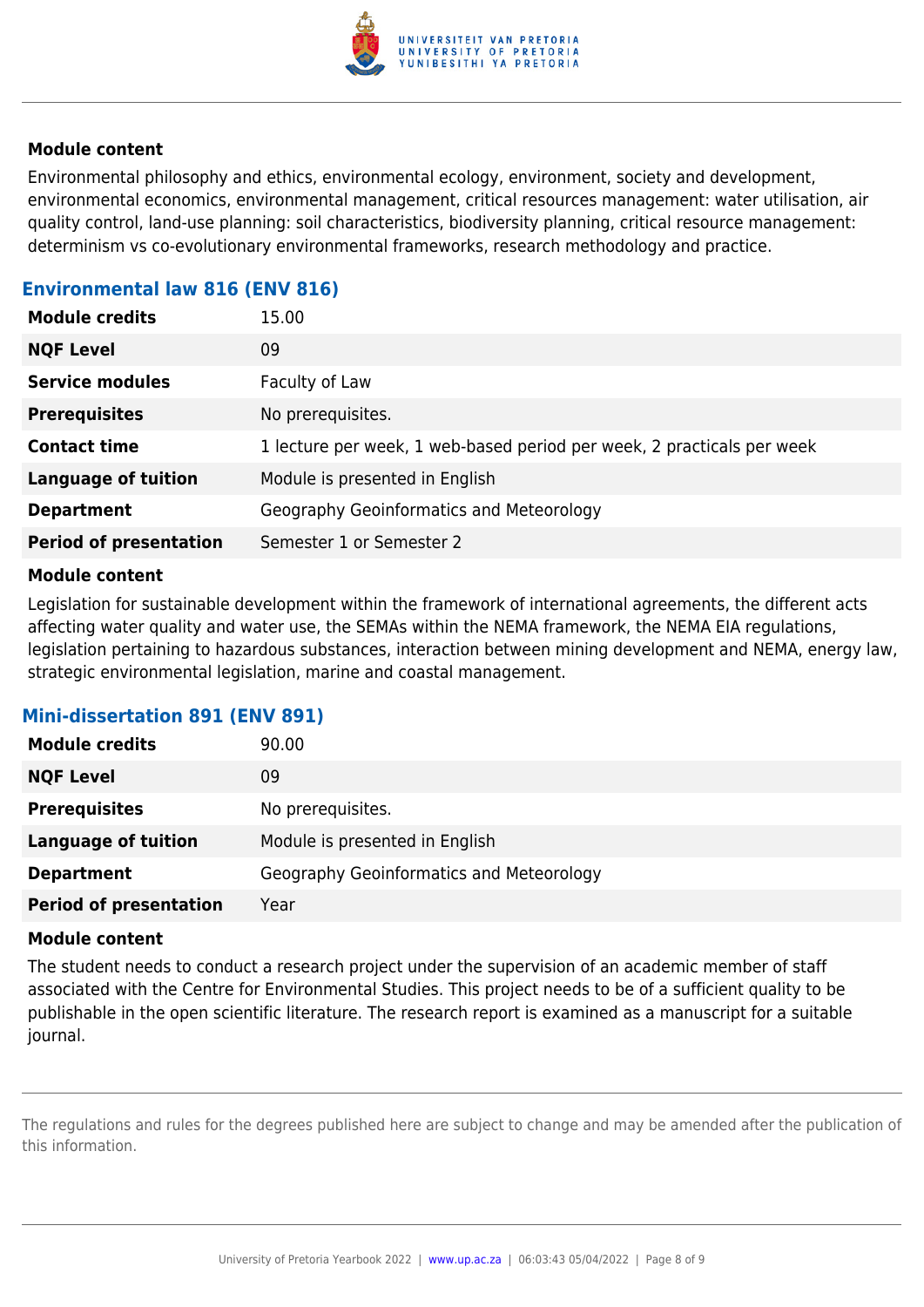**Module content**

Environmental philosophy and ethics, environmental ecology, environment, society and development, environmental economics, environmental management, critical resources management: water utilisation, air quality control, land-use planning: soil characteristics, biodiversity planning, critical resource management: determinism vs co-evolutionary environmental frameworks, research methodology and practice.

### Environmental law 816 (ENV 816)

| | |
|---|---|
| **Module credits** | 15.00 |
| **NQF Level** | 09 |
| **Service modules** | Faculty of Law |
| **Prerequisites** | No prerequisites. |
| **Contact time** | 1 lecture per week, 1 web-based period per week, 2 practicals per week |
| **Language of tuition** | Module is presented in English |
| **Department** | Geography Geoinformatics and Meteorology |
| **Period of presentation** | Semester 1 or Semester 2 |

**Module content**

Legislation for sustainable development within the framework of international agreements, the different acts affecting water quality and water use, the SEMAs within the NEMA framework, the NEMA EIA regulations, legislation pertaining to hazardous substances, interaction between mining development and NEMA, energy law, strategic environmental legislation, marine and coastal management.

### Mini-dissertation 891 (ENV 891)

| | |
|---|---|
| **Module credits** | 90.00 |
| **NQF Level** | 09 |
| **Prerequisites** | No prerequisites. |
| **Language of tuition** | Module is presented in English |
| **Department** | Geography Geoinformatics and Meteorology |
| **Period of presentation** | Year |

**Module content**

The student needs to conduct a research project under the supervision of an academic member of staff associated with the Centre for Environmental Studies. This project needs to be of a sufficient quality to be publishable in the open scientific literature. The research report is examined as a manuscript for a suitable journal.

The regulations and rules for the degrees published here are subject to change and may be amended after the publication of this information.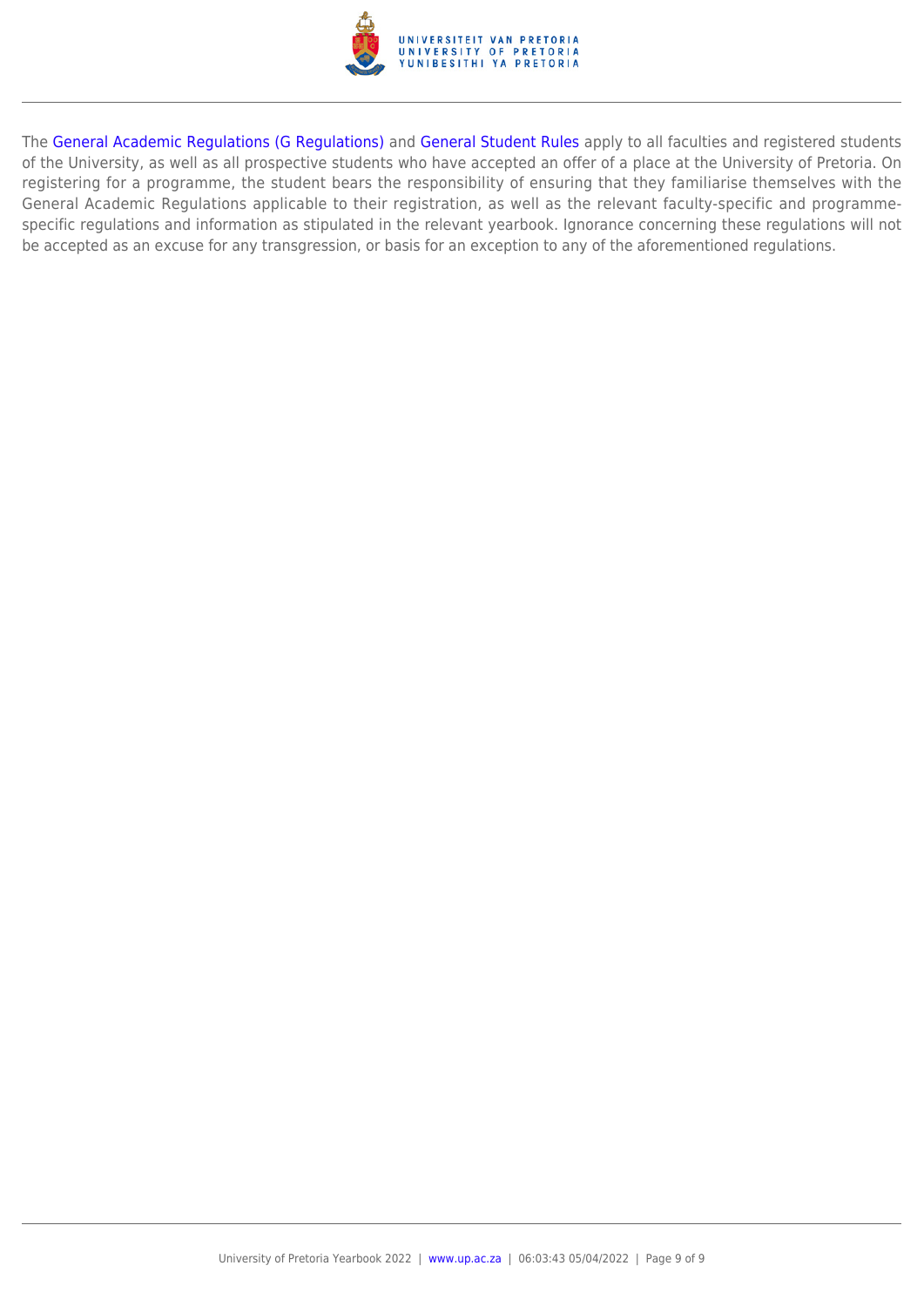The General Academic Regulations (G Regulations) and General Student Rules apply to all faculties and registered students of the University, as well as all prospective students who have accepted an offer of a place at the University of Pretoria. On registering for a programme, the student bears the responsibility of ensuring that they familiarise themselves with the General Academic Regulations applicable to their registration, as well as the relevant faculty-specific and programme-specific regulations and information as stipulated in the relevant yearbook. Ignorance concerning these regulations will not be accepted as an excuse for any transgression, or basis for an exception to any of the aforementioned regulations.